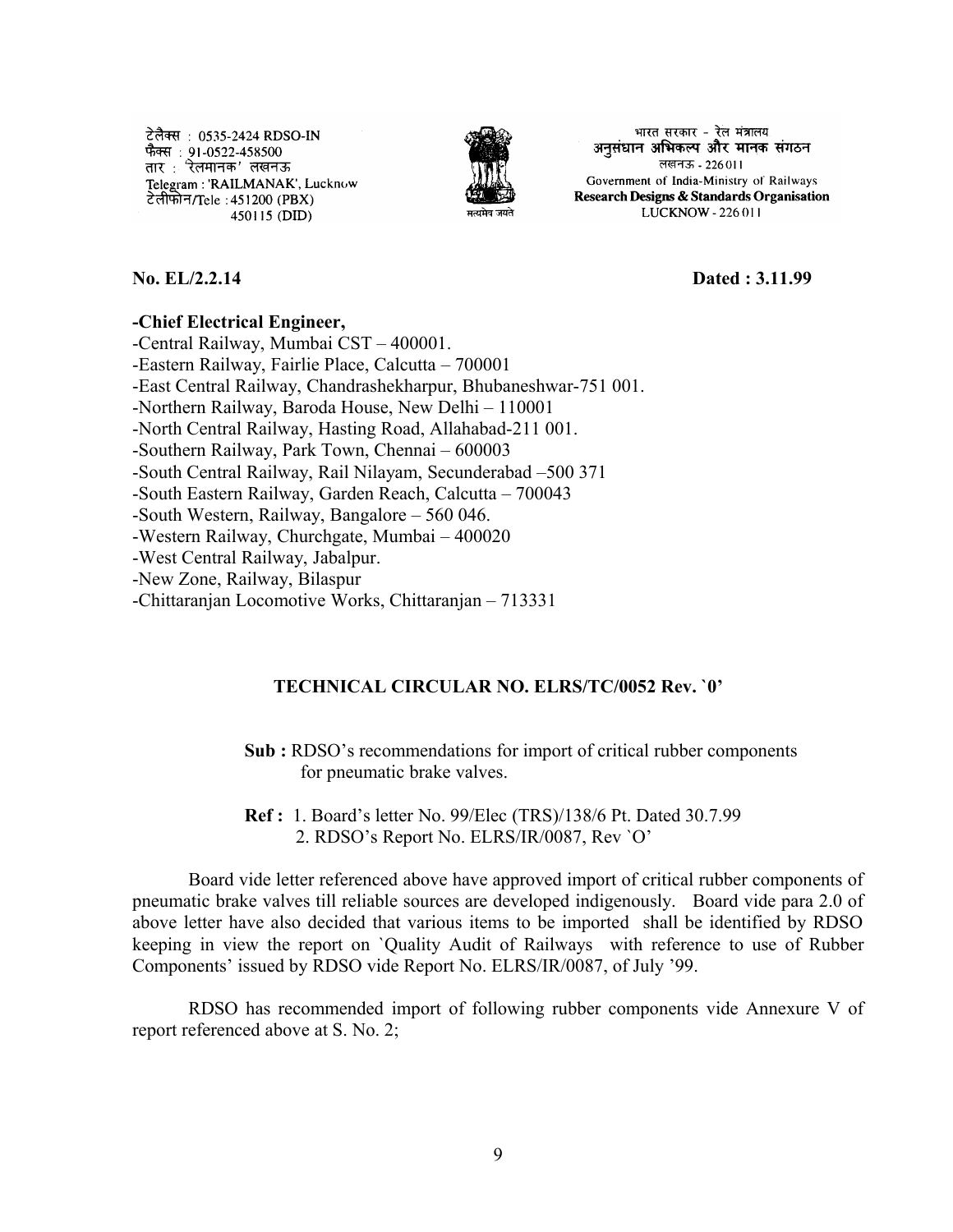टेलैक्स : 0535-2424 RDSO-IN
फैक्स : 91-0522-458500
तार : 'रेलमानक' लखनऊ
Telegram : 'RAILMANAK', Lucknow
टेलीफोन/Tele : 451200 (PBX)
450115 (DID)

सत्यमेव जयते

भारत सरकार - रेल मंत्रालय
अनुसंधान अभिकल्प और मानक संगठन
लखनऊ - 226011
Government of India-Ministry of Railways
**Research Designs & Standards Organisation**
LUCKNOW - 226 011

**No. EL/2.2.14** **Dated : 3.11.99**

**-Chief Electrical Engineer,**
-Central Railway, Mumbai CST – 400001.
-Eastern Railway, Fairlie Place, Calcutta – 700001
-East Central Railway, Chandrashekharpur, Bhubaneshwar-751 001.
-Northern Railway, Baroda House, New Delhi – 110001
-North Central Railway, Hasting Road, Allahabad-211 001.
-Southern Railway, Park Town, Chennai – 600003
-South Central Railway, Rail Nilayam, Secunderabad –500 371
-South Eastern Railway, Garden Reach, Calcutta – 700043
-South Western, Railway, Bangalore – 560 046.
-Western Railway, Churchgate, Mumbai – 400020
-West Central Railway, Jabalpur.
-New Zone, Railway, Bilaspur
-Chittaranjan Locomotive Works, Chittaranjan – 713331

**TECHNICAL CIRCULAR NO. ELRS/TC/0052 Rev. `0'**

**Sub :** RDSO's recommendations for import of critical rubber components for pneumatic brake valves.

**Ref :** 1. Board's letter No. 99/Elec (TRS)/138/6 Pt. Dated 30.7.99
2. RDSO's Report No. ELRS/IR/0087, Rev `O'

Board vide letter referenced above have approved import of critical rubber components of pneumatic brake valves till reliable sources are developed indigenously. Board vide para 2.0 of above letter have also decided that various items to be imported shall be identified by RDSO keeping in view the report on `Quality Audit of Railways with reference to use of Rubber Components' issued by RDSO vide Report No. ELRS/IR/0087, of July '99.

RDSO has recommended import of following rubber components vide Annexure V of report referenced above at S. No. 2;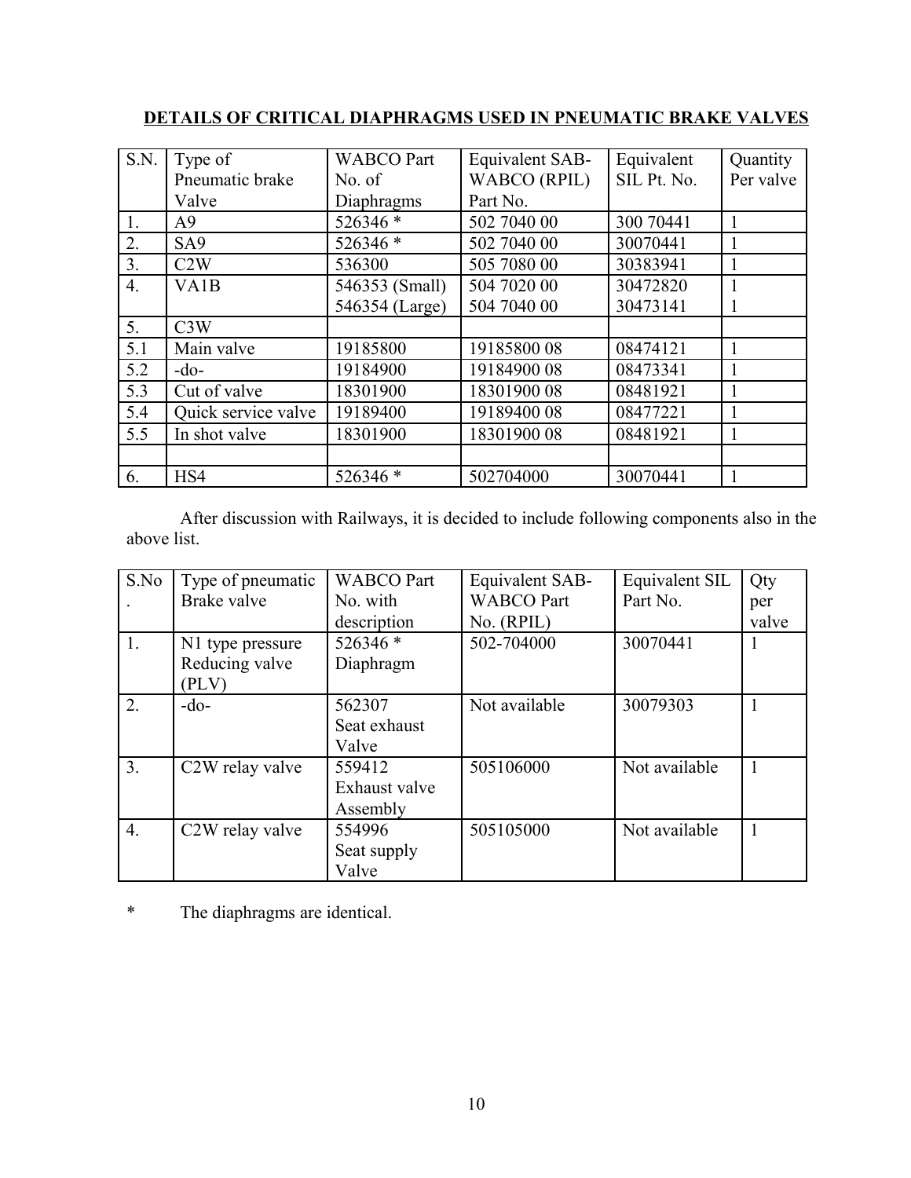## DETAILS OF CRITICAL DIAPHRAGMS USED IN PNEUMATIC BRAKE VALVES

| S.N. | Type of Pneumatic brake Valve | WABCO Part No. of Diaphragms | Equivalent SAB-WABCO (RPIL) Part No. | Equivalent SIL Pt. No. | Quantity Per valve |
|---|---|---|---|---|---|
| 1. | A9 | 526346 * | 502 7040 00 | 300 70441 | 1 |
| 2. | SA9 | 526346 * | 502 7040 00 | 30070441 | 1 |
| 3. | C2W | 536300 | 505 7080 00 | 30383941 | 1 |
| 4. | VA1B | 546353 (Small)<br>546354 (Large) | 504 7020 00<br>504 7040 00 | 30472820<br>30473141 | 1<br>1 |
| 5. | C3W | | | | |
| 5.1 | Main valve | 19185800 | 19185800 08 | 08474121 | 1 |
| 5.2 | -do- | 19184900 | 19184900 08 | 08473341 | 1 |
| 5.3 | Cut of valve | 18301900 | 18301900 08 | 08481921 | 1 |
| 5.4 | Quick service valve | 19189400 | 19189400 08 | 08477221 | 1 |
| 5.5 | In shot valve | 18301900 | 18301900 08 | 08481921 | 1 |
| | | | | | |
| 6. | HS4 | 526346 * | 502704000 | 30070441 | 1 |

After discussion with Railways, it is decided to include following components also in the above list.

| S.No. | Type of pneumatic Brake valve | WABCO Part No. with description | Equivalent SAB-WABCO Part No. (RPIL) | Equivalent SIL Part No. | Qty per valve |
|---|---|---|---|---|---|
| 1. | N1 type pressure Reducing valve (PLV) | 526346 * Diaphragm | 502-704000 | 30070441 | 1 |
| 2. | -do- | 562307 Seat exhaust Valve | Not available | 30079303 | 1 |
| 3. | C2W relay valve | 559412 Exhaust valve Assembly | 505106000 | Not available | 1 |
| 4. | C2W relay valve | 554996 Seat supply Valve | 505105000 | Not available | 1 |

* The diaphragms are identical.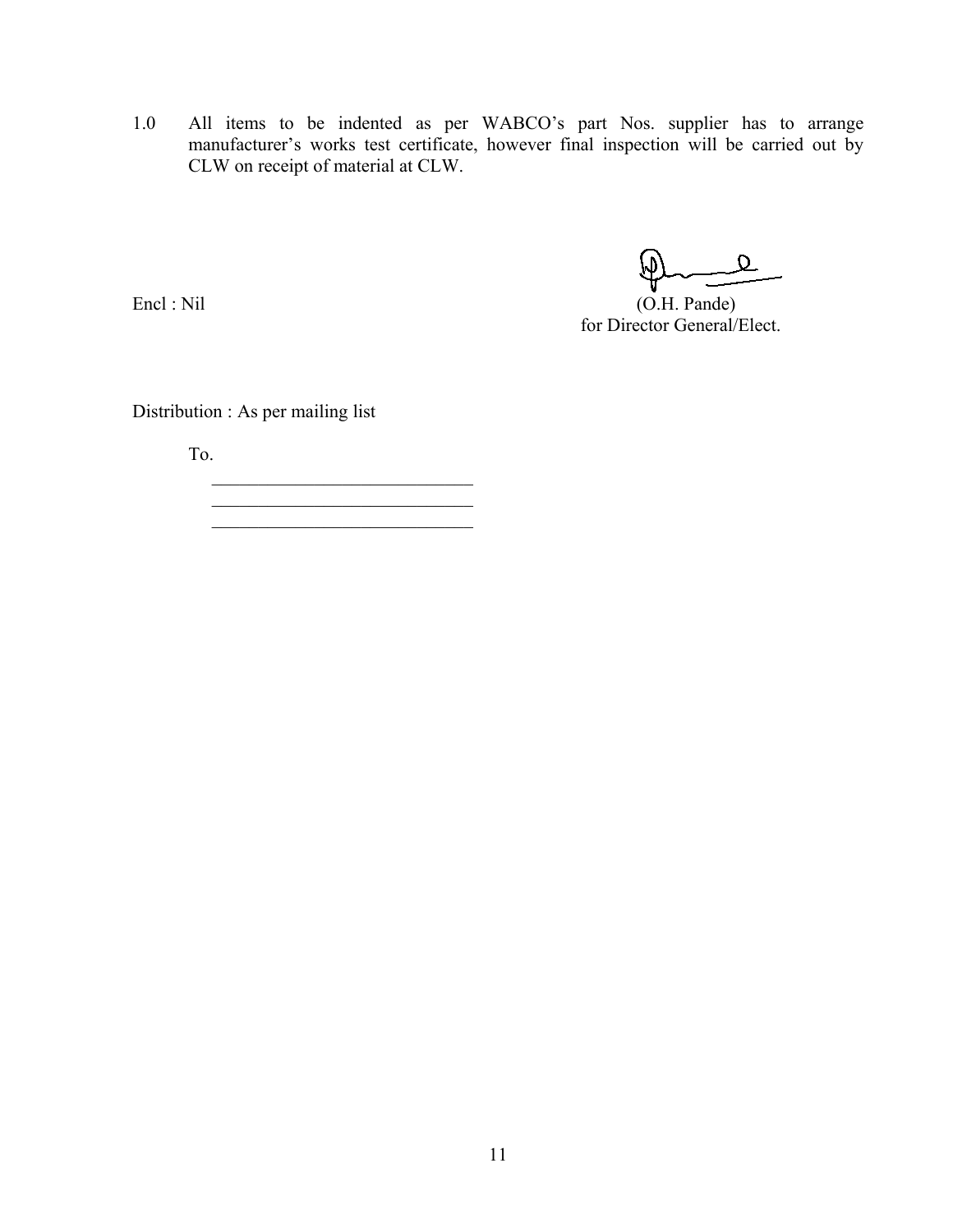1.0 All items to be indented as per WABCO's part Nos. supplier has to arrange manufacturer's works test certificate, however final inspection will be carried out by CLW on receipt of material at CLW.

Encl : Nil

(O.H. Pande)
for Director General/Elect.

Distribution : As per mailing list

To.

\_\_\_\_\_\_\_\_\_\_\_\_\_\_\_\_\_\_\_\_\_\_\_\_\_\_\_\_\_\_

\_\_\_\_\_\_\_\_\_\_\_\_\_\_\_\_\_\_\_\_\_\_\_\_\_\_\_\_\_\_

\_\_\_\_\_\_\_\_\_\_\_\_\_\_\_\_\_\_\_\_\_\_\_\_\_\_\_\_\_\_